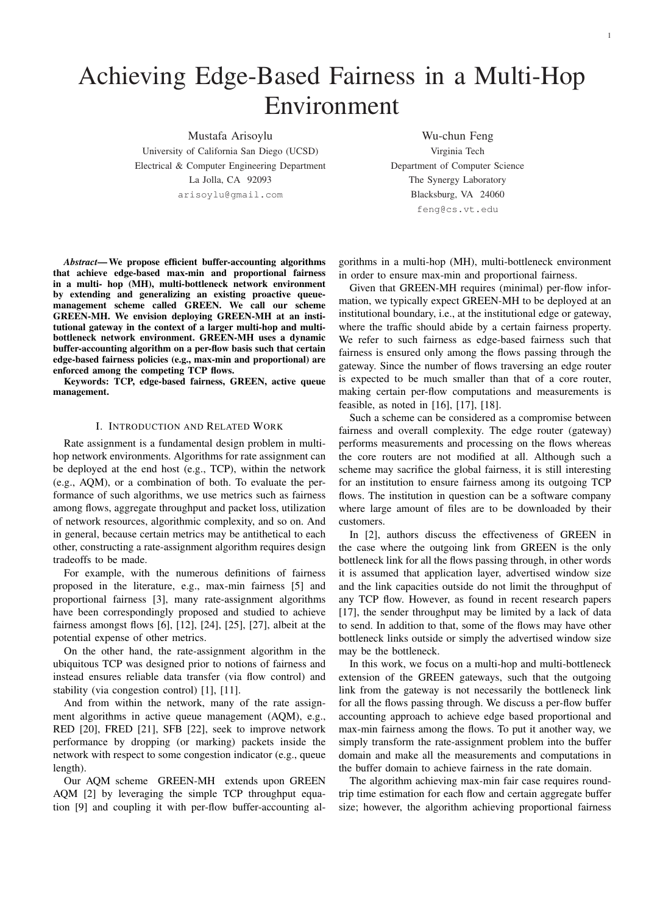# Achieving Edge-Based Fairness in a Multi-Hop Environment

Mustafa Arisoylu
University of California San Diego (UCSD)
Electrical & Computer Engineering Department
La Jolla, CA 92093
arisoylu@gmail.com

Wu-chun Feng
Virginia Tech
Department of Computer Science
The Synergy Laboratory
Blacksburg, VA 24060
feng@cs.vt.edu

***Abstract*— We propose efficient buffer-accounting algorithms that achieve edge-based max-min and proportional fairness in a multi- hop (MH), multi-bottleneck network environment by extending and generalizing an existing proactive queue-management scheme called GREEN. We call our scheme GREEN-MH. We envision deploying GREEN-MH at an institutional gateway in the context of a larger multi-hop and multi-bottleneck network environment. GREEN-MH uses a dynamic buffer-accounting algorithm on a per-flow basis such that certain edge-based fairness policies (e.g., max-min and proportional) are enforced among the competing TCP flows.**

**Keywords: TCP, edge-based fairness, GREEN, active queue management.**

## I. Introduction and Related Work

Rate assignment is a fundamental design problem in multi-hop network environments. Algorithms for rate assignment can be deployed at the end host (e.g., TCP), within the network (e.g., AQM), or a combination of both. To evaluate the performance of such algorithms, we use metrics such as fairness among flows, aggregate throughput and packet loss, utilization of network resources, algorithmic complexity, and so on. And in general, because certain metrics may be antithetical to each other, constructing a rate-assignment algorithm requires design tradeoffs to be made.

For example, with the numerous definitions of fairness proposed in the literature, e.g., max-min fairness [5] and proportional fairness [3], many rate-assignment algorithms have been correspondingly proposed and studied to achieve fairness amongst flows [6], [12], [24], [25], [27], albeit at the potential expense of other metrics.

On the other hand, the rate-assignment algorithm in the ubiquitous TCP was designed prior to notions of fairness and instead ensures reliable data transfer (via flow control) and stability (via congestion control) [1], [11].

And from within the network, many of the rate assignment algorithms in active queue management (AQM), e.g., RED [20], FRED [21], SFB [22], seek to improve network performance by dropping (or marking) packets inside the network with respect to some congestion indicator (e.g., queue length).

Our AQM scheme GREEN-MH extends upon GREEN AQM [2] by leveraging the simple TCP throughput equation [9] and coupling it with per-flow buffer-accounting algorithms in a multi-hop (MH), multi-bottleneck environment in order to ensure max-min and proportional fairness.

Given that GREEN-MH requires (minimal) per-flow information, we typically expect GREEN-MH to be deployed at an institutional boundary, i.e., at the institutional edge or gateway, where the traffic should abide by a certain fairness property. We refer to such fairness as edge-based fairness such that fairness is ensured only among the flows passing through the gateway. Since the number of flows traversing an edge router is expected to be much smaller than that of a core router, making certain per-flow computations and measurements is feasible, as noted in [16], [17], [18].

Such a scheme can be considered as a compromise between fairness and overall complexity. The edge router (gateway) performs measurements and processing on the flows whereas the core routers are not modified at all. Although such a scheme may sacrifice the global fairness, it is still interesting for an institution to ensure fairness among its outgoing TCP flows. The institution in question can be a software company where large amount of files are to be downloaded by their customers.

In [2], authors discuss the effectiveness of GREEN in the case where the outgoing link from GREEN is the only bottleneck link for all the flows passing through, in other words it is assumed that application layer, advertised window size and the link capacities outside do not limit the throughput of any TCP flow. However, as found in recent research papers [17], the sender throughput may be limited by a lack of data to send. In addition to that, some of the flows may have other bottleneck links outside or simply the advertised window size may be the bottleneck.

In this work, we focus on a multi-hop and multi-bottleneck extension of the GREEN gateways, such that the outgoing link from the gateway is not necessarily the bottleneck link for all the flows passing through. We discuss a per-flow buffer accounting approach to achieve edge based proportional and max-min fairness among the flows. To put it another way, we simply transform the rate-assignment problem into the buffer domain and make all the measurements and computations in the buffer domain to achieve fairness in the rate domain.

The algorithm achieving max-min fair case requires round-trip time estimation for each flow and certain aggregate buffer size; however, the algorithm achieving proportional fairness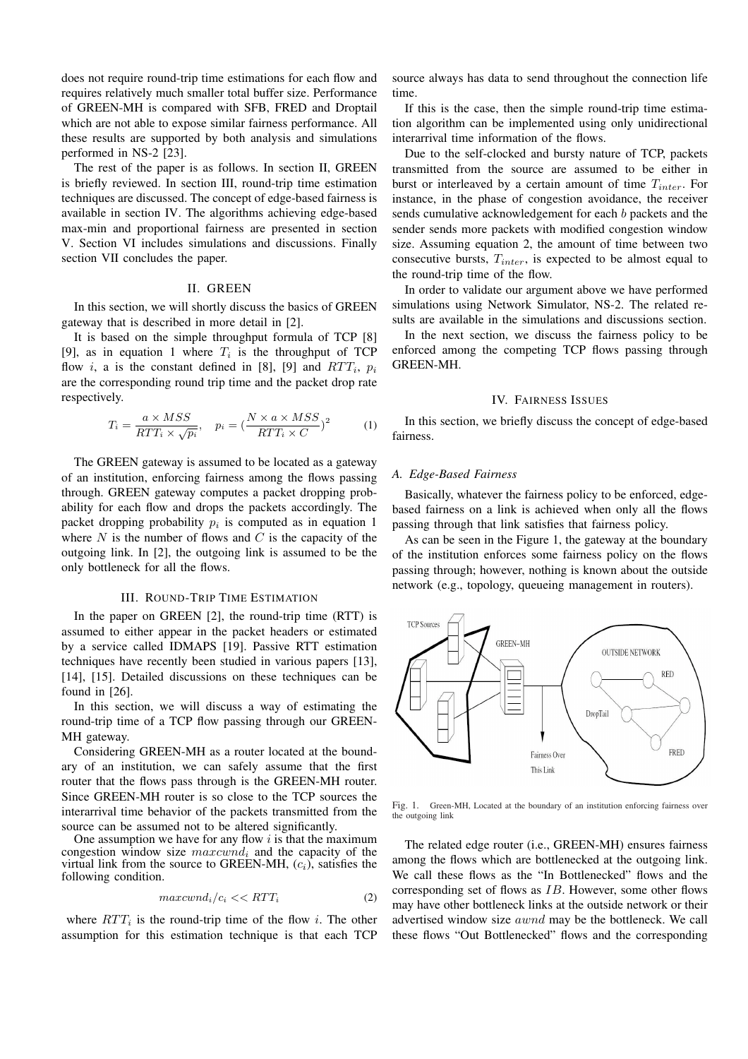does not require round-trip time estimations for each flow and requires relatively much smaller total buffer size. Performance of GREEN-MH is compared with SFB, FRED and Droptail which are not able to expose similar fairness performance. All these results are supported by both analysis and simulations performed in NS-2 [23].

The rest of the paper is as follows. In section II, GREEN is briefly reviewed. In section III, round-trip time estimation techniques are discussed. The concept of edge-based fairness is available in section IV. The algorithms achieving edge-based max-min and proportional fairness are presented in section V. Section VI includes simulations and discussions. Finally section VII concludes the paper.

## II. GREEN

In this section, we will shortly discuss the basics of GREEN gateway that is described in more detail in [2].

It is based on the simple throughput formula of TCP [8] [9], as in equation 1 where $T_i$ is the throughput of TCP flow $i$, a is the constant defined in [8], [9] and $RTT_i$, $p_i$ are the corresponding round trip time and the packet drop rate respectively.

$$T_i = \frac{a \times MSS}{RTT_i \times \sqrt{p_i}}, \quad p_i = (\frac{N \times a \times MSS}{RTT_i \times C})^2 \qquad (1)$$

The GREEN gateway is assumed to be located as a gateway of an institution, enforcing fairness among the flows passing through. GREEN gateway computes a packet dropping probability for each flow and drops the packets accordingly. The packet dropping probability $p_i$ is computed as in equation 1 where $N$ is the number of flows and $C$ is the capacity of the outgoing link. In [2], the outgoing link is assumed to be the only bottleneck for all the flows.

## III. ROUND-TRIP TIME ESTIMATION

In the paper on GREEN [2], the round-trip time (RTT) is assumed to either appear in the packet headers or estimated by a service called IDMAPS [19]. Passive RTT estimation techniques have recently been studied in various papers [13], [14], [15]. Detailed discussions on these techniques can be found in [26].

In this section, we will discuss a way of estimating the round-trip time of a TCP flow passing through our GREEN-MH gateway.

Considering GREEN-MH as a router located at the boundary of an institution, we can safely assume that the first router that the flows pass through is the GREEN-MH router. Since GREEN-MH router is so close to the TCP sources the interarrival time behavior of the packets transmitted from the source can be assumed not to be altered significantly.

One assumption we have for any flow $i$ is that the maximum congestion window size $maxcwnd_i$ and the capacity of the virtual link from the source to GREEN-MH, ($c_i$), satisfies the following condition.

$$maxcwnd_i/c_i << RTT_i \qquad (2)$$

where $RTT_i$ is the round-trip time of the flow $i$. The other assumption for this estimation technique is that each TCP source always has data to send throughout the connection life time.

If this is the case, then the simple round-trip time estimation algorithm can be implemented using only unidirectional interarrival time information of the flows.

Due to the self-clocked and bursty nature of TCP, packets transmitted from the source are assumed to be either in burst or interleaved by a certain amount of time $T_{inter}$. For instance, in the phase of congestion avoidance, the receiver sends cumulative acknowledgement for each $b$ packets and the sender sends more packets with modified congestion window size. Assuming equation 2, the amount of time between two consecutive bursts, $T_{inter}$, is expected to be almost equal to the round-trip time of the flow.

In order to validate our argument above we have performed simulations using Network Simulator, NS-2. The related results are available in the simulations and discussions section.

In the next section, we discuss the fairness policy to be enforced among the competing TCP flows passing through GREEN-MH.

## IV. FAIRNESS ISSUES

In this section, we briefly discuss the concept of edge-based fairness.

### A. Edge-Based Fairness

Basically, whatever the fairness policy to be enforced, edge-based fairness on a link is achieved when only all the flows passing through that link satisfies that fairness policy.

As can be seen in the Figure 1, the gateway at the boundary of the institution enforces some fairness policy on the flows passing through; however, nothing is known about the outside network (e.g., topology, queueing management in routers).

Fig. 1. Green-MH, Located at the boundary of an institution enforcing fairness over the outgoing link

The related edge router (i.e., GREEN-MH) ensures fairness among the flows which are bottlenecked at the outgoing link. We call these flows as the "In Bottlenecked" flows and the corresponding set of flows as $IB$. However, some other flows may have other bottleneck links at the outside network or their advertised window size $awnd$ may be the bottleneck. We call these flows "Out Bottlenecked" flows and the corresponding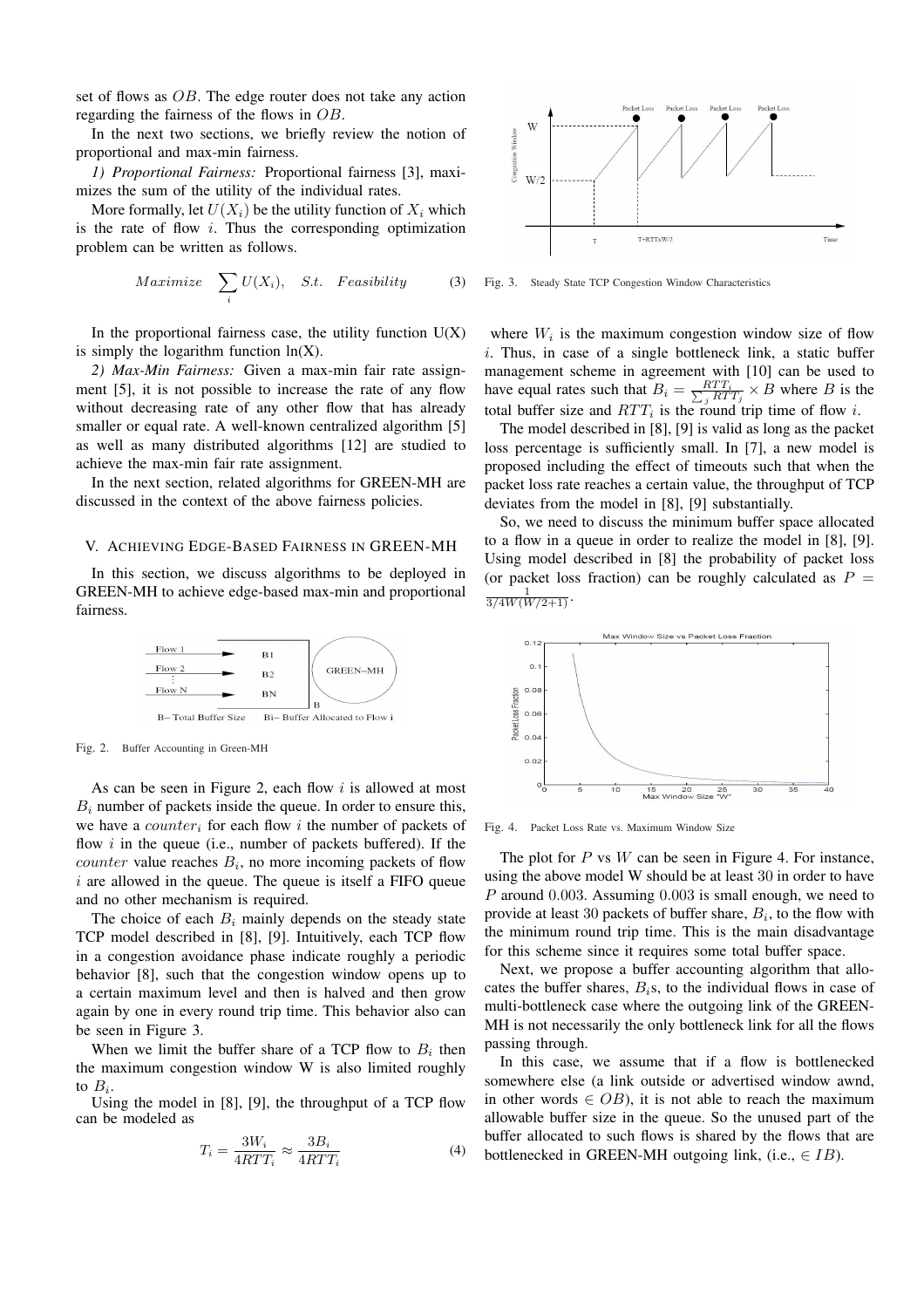set of flows as $OB$. The edge router does not take any action regarding the fairness of the flows in $OB$.

In the next two sections, we briefly review the notion of proportional and max-min fairness.

*1) Proportional Fairness:* Proportional fairness [3], maximizes the sum of the utility of the individual rates.

More formally, let $U(X_i)$ be the utility function of $X_i$ which is the rate of flow $i$. Thus the corresponding optimization problem can be written as follows.

$$Maximize \quad \sum_i U(X_i), \quad S.t. \quad Feasibility \tag{3}$$

In the proportional fairness case, the utility function U(X) is simply the logarithm function ln(X).

*2) Max-Min Fairness:* Given a max-min fair rate assignment [5], it is not possible to increase the rate of any flow without decreasing rate of any other flow that has already smaller or equal rate. A well-known centralized algorithm [5] as well as many distributed algorithms [12] are studied to achieve the max-min fair rate assignment.

In the next section, related algorithms for GREEN-MH are discussed in the context of the above fairness policies.

## V. Achieving Edge-Based Fairness in GREEN-MH

In this section, we discuss algorithms to be deployed in GREEN-MH to achieve edge-based max-min and proportional fairness.

Fig. 2. Buffer Accounting in Green-MH

As can be seen in Figure 2, each flow $i$ is allowed at most $B_i$ number of packets inside the queue. In order to ensure this, we have a $counter_i$ for each flow $i$ the number of packets of flow $i$ in the queue (i.e., number of packets buffered). If the $counter$ value reaches $B_i$, no more incoming packets of flow $i$ are allowed in the queue. The queue is itself a FIFO queue and no other mechanism is required.

The choice of each $B_i$ mainly depends on the steady state TCP model described in [8], [9]. Intuitively, each TCP flow in a congestion avoidance phase indicate roughly a periodic behavior [8], such that the congestion window opens up to a certain maximum level and then is halved and then grow again by one in every round trip time. This behavior also can be seen in Figure 3.

When we limit the buffer share of a TCP flow to $B_i$ then the maximum congestion window W is also limited roughly to $B_i$.

Using the model in [8], [9], the throughput of a TCP flow can be modeled as

$$T_i = \frac{3W_i}{4RTT_i} \approx \frac{3B_i}{4RTT_i} \tag{4}$$

Fig. 3. Steady State TCP Congestion Window Characteristics

where $W_i$ is the maximum congestion window size of flow $i$. Thus, in case of a single bottleneck link, a static buffer management scheme in agreement with [10] can be used to have equal rates such that $B_i = \frac{RTT_i}{\sum_j RTT_j} \times B$ where $B$ is the total buffer size and $RTT_i$ is the round trip time of flow $i$.

The model described in [8], [9] is valid as long as the packet loss percentage is sufficiently small. In [7], a new model is proposed including the effect of timeouts such that when the packet loss rate reaches a certain value, the throughput of TCP deviates from the model in [8], [9] substantially.

So, we need to discuss the minimum buffer space allocated to a flow in a queue in order to realize the model in [8], [9]. Using model described in [8] the probability of packet loss (or packet loss fraction) can be roughly calculated as $P = \frac{1}{3/4W(W/2+1)}$.

Fig. 4. Packet Loss Rate vs. Maximum Window Size

The plot for $P$ vs $W$ can be seen in Figure 4. For instance, using the above model W should be at least 30 in order to have $P$ around 0.003. Assuming 0.003 is small enough, we need to provide at least 30 packets of buffer share, $B_i$, to the flow with the minimum round trip time. This is the main disadvantage for this scheme since it requires some total buffer space.

Next, we propose a buffer accounting algorithm that allocates the buffer shares, $B_i$s, to the individual flows in case of multi-bottleneck case where the outgoing link of the GREEN-MH is not necessarily the only bottleneck link for all the flows passing through.

In this case, we assume that if a flow is bottlenecked somewhere else (a link outside or advertised window awnd, in other words $\in OB$), it is not able to reach the maximum allowable buffer size in the queue. So the unused part of the buffer allocated to such flows is shared by the flows that are bottlenecked in GREEN-MH outgoing link, (i.e., $\in IB$).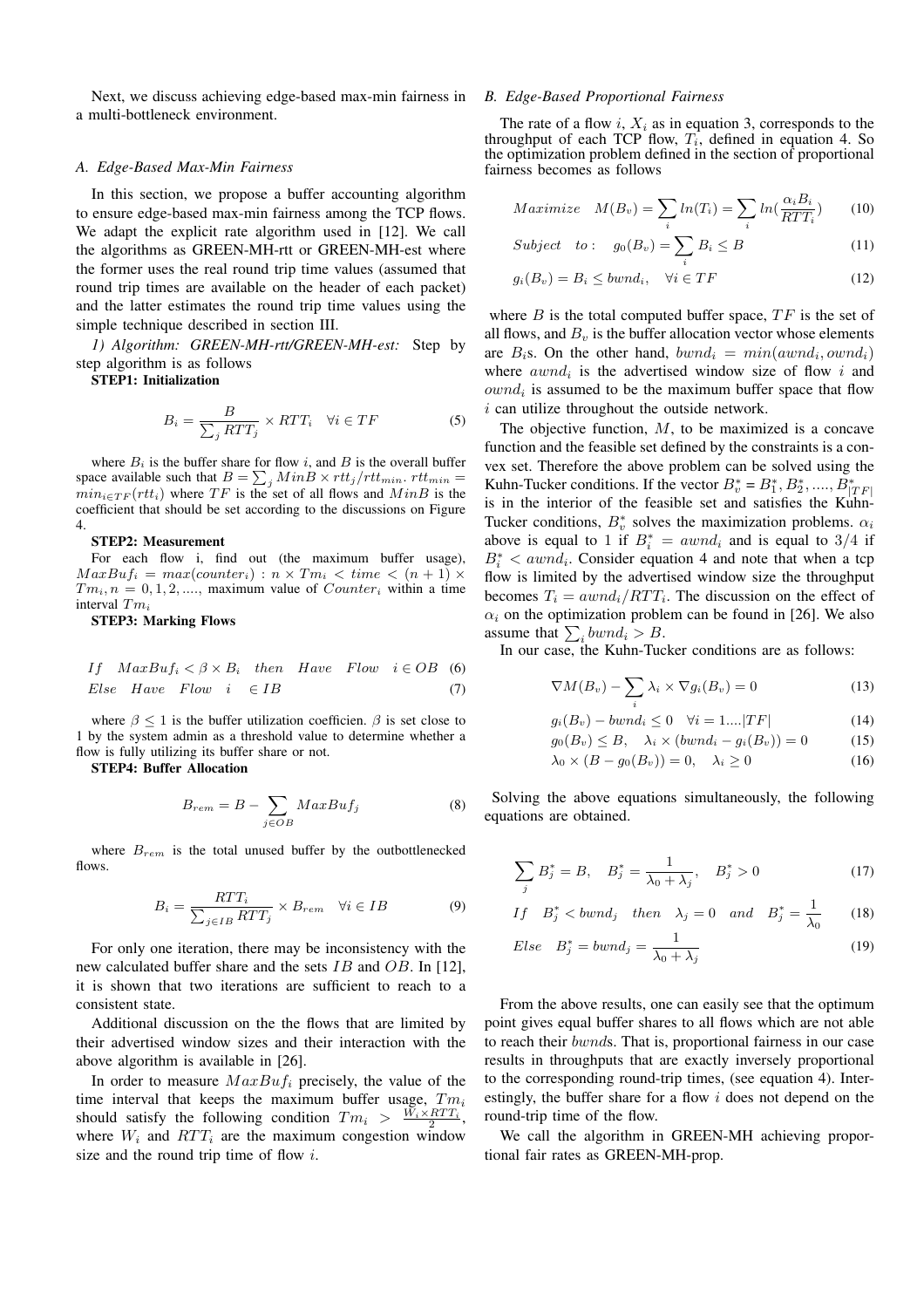Next, we discuss achieving edge-based max-min fairness in a multi-bottleneck environment.

### A. Edge-Based Max-Min Fairness

In this section, we propose a buffer accounting algorithm to ensure edge-based max-min fairness among the TCP flows. We adapt the explicit rate algorithm used in [12]. We call the algorithms as GREEN-MH-rtt or GREEN-MH-est where the former uses the real round trip time values (assumed that round trip times are available on the header of each packet) and the latter estimates the round trip time values using the simple technique described in section III.

*1) Algorithm: GREEN-MH-rtt/GREEN-MH-est:* Step by step algorithm is as follows

**STEP1: Initialization**

$$B_i = \frac{B}{\sum_j RTT_j} \times RTT_i \quad \forall i \in TF \tag{5}$$

where $B_i$ is the buffer share for flow $i$, and $B$ is the overall buffer space available such that $B = \sum_j MinB \times rtt_j/rtt_{min}$. $rtt_{min} = min_{i \in TF}(rtt_i)$ where $TF$ is the set of all flows and $MinB$ is the coefficient that should be set according to the discussions on Figure 4.

**STEP2: Measurement**

For each flow i, find out (the maximum buffer usage), $MaxBuf_i = max(counter_i) : n \times Tm_i < time < (n+1) \times Tm_i, n = 0, 1, 2, ....$, maximum value of $Counter_i$ within a time interval $Tm_i$

**STEP3: Marking Flows**

$$If \quad MaxBuf_i < \beta \times B_i \quad then \quad Have \quad Flow \quad i \in OB \tag{6}$$

$$Else \quad Have \quad Flow \quad i \quad \in IB \tag{7}$$

where $\beta \leq 1$ is the buffer utilization coefficien. $\beta$ is set close to 1 by the system admin as a threshold value to determine whether a flow is fully utilizing its buffer share or not.

**STEP4: Buffer Allocation**

$$B_{rem} = B - \sum_{j \in OB} MaxBuf_j \tag{8}$$

where $B_{rem}$ is the total unused buffer by the outbottlenecked flows.

$$B_i = \frac{RTT_i}{\sum_{j \in IB} RTT_j} \times B_{rem} \quad \forall i \in IB \tag{9}$$

For only one iteration, there may be inconsistency with the new calculated buffer share and the sets $IB$ and $OB$. In [12], it is shown that two iterations are sufficient to reach to a consistent state.

Additional discussion on the the flows that are limited by their advertised window sizes and their interaction with the above algorithm is available in [26].

In order to measure $MaxBuf_i$ precisely, the value of the time interval that keeps the maximum buffer usage, $Tm_i$ should satisfy the following condition $Tm_i > \frac{W_i \times RTT_i}{2}$, where $W_i$ and $RTT_i$ are the maximum congestion window size and the round trip time of flow $i$.

### B. Edge-Based Proportional Fairness

The rate of a flow $i$, $X_i$ as in equation 3, corresponds to the throughput of each TCP flow, $T_i$, defined in equation 4. So the optimization problem defined in the section of proportional fairness becomes as follows

$$Maximize \quad M(B_v) = \sum_i ln(T_i) = \sum_i ln(\frac{\alpha_i B_i}{RTT_i}) \tag{10}$$

$$Subject \quad to: \quad g_0(B_v) = \sum_i B_i \leq B \tag{11}$$

$$g_i(B_v) = B_i \leq bwnd_i, \quad \forall i \in TF \tag{12}$$

where $B$ is the total computed buffer space, $TF$ is the set of all flows, and $B_v$ is the buffer allocation vector whose elements are $B_i$s. On the other hand, $bwnd_i = min(awnd_i, ownd_i)$ where $awnd_i$ is the advertised window size of flow $i$ and $ownd_i$ is assumed to be the maximum buffer space that flow $i$ can utilize throughout the outside network.

The objective function, $M$, to be maximized is a concave function and the feasible set defined by the constraints is a convex set. Therefore the above problem can be solved using the Kuhn-Tucker conditions. If the vector $B_v^* = B_1^*, B_2^*, ...., B_{|TF|}^*$ is in the interior of the feasible set and satisfies the Kuhn-Tucker conditions, $B_v^*$ solves the maximization problems. $\alpha_i$ above is equal to 1 if $B_i^* = awnd_i$ and is equal to 3/4 if $B_i^* < awnd_i$. Consider equation 4 and note that when a tcp flow is limited by the advertised window size the throughput becomes $T_i = awnd_i/RTT_i$. The discussion on the effect of $\alpha_i$ on the optimization problem can be found in [26]. We also assume that $\sum_i bwnd_i > B$.

In our case, the Kuhn-Tucker conditions are as follows:

$$\nabla M(B_v) - \sum_i \lambda_i \times \nabla g_i(B_v) = 0 \tag{13}$$

$$g_i(B_v) - bwnd_i \leq 0 \quad \forall i = 1....|TF| \tag{14}$$

$$g_0(B_v) \leq B, \quad \lambda_i \times (bwnd_i - g_i(B_v)) = 0 \tag{15}$$

$$\lambda_0 \times (B - g_0(B_v)) = 0, \quad \lambda_i \geq 0 \tag{16}$$

Solving the above equations simultaneously, the following equations are obtained.

$$\sum_j B_j^* = B, \quad B_j^* = \frac{1}{\lambda_0 + \lambda_j}, \quad B_j^* > 0 \tag{17}$$

$$If \quad B_j^* < bwnd_j \quad then \quad \lambda_j = 0 \quad and \quad B_j^* = \frac{1}{\lambda_0} \tag{18}$$

$$Else \quad B_j^* = bwnd_j = \frac{1}{\lambda_0 + \lambda_j} \tag{19}$$

From the above results, one can easily see that the optimum point gives equal buffer shares to all flows which are not able to reach their $bwnd$s. That is, proportional fairness in our case results in throughputs that are exactly inversely proportional to the corresponding round-trip times, (see equation 4). Interestingly, the buffer share for a flow $i$ does not depend on the round-trip time of the flow.

We call the algorithm in GREEN-MH achieving proportional fair rates as GREEN-MH-prop.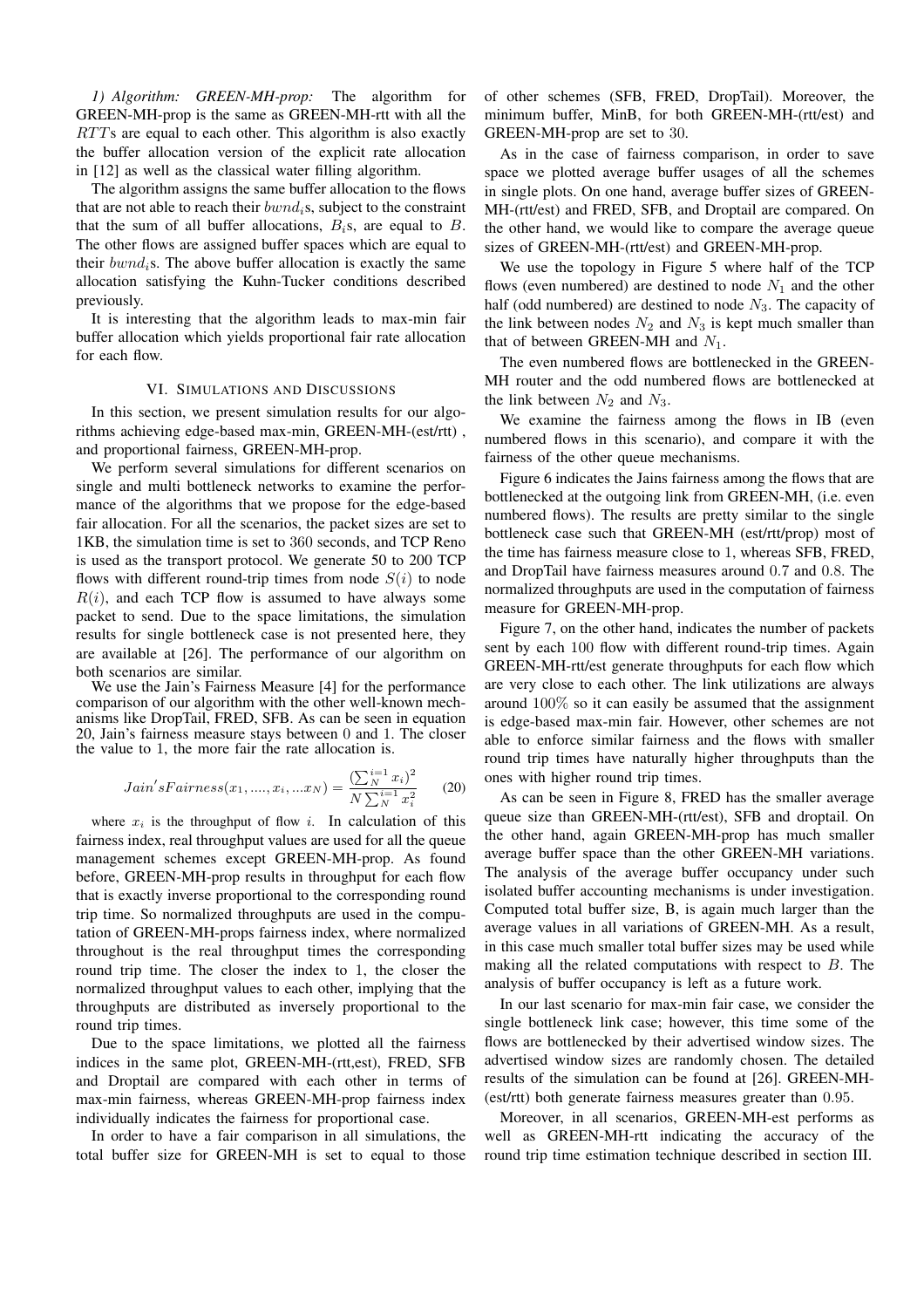*1) Algorithm: GREEN-MH-prop:* The algorithm for GREEN-MH-prop is the same as GREEN-MH-rtt with all the $RTT$s are equal to each other. This algorithm is also exactly the buffer allocation version of the explicit rate allocation in [12] as well as the classical water filling algorithm.

The algorithm assigns the same buffer allocation to the flows that are not able to reach their $bwnd_i$s, subject to the constraint that the sum of all buffer allocations, $B_i$s, are equal to $B$. The other flows are assigned buffer spaces which are equal to their $bwnd_i$s. The above buffer allocation is exactly the same allocation satisfying the Kuhn-Tucker conditions described previously.

It is interesting that the algorithm leads to max-min fair buffer allocation which yields proportional fair rate allocation for each flow.

## VI. Simulations and Discussions

In this section, we present simulation results for our algorithms achieving edge-based max-min, GREEN-MH-(est/rtt) , and proportional fairness, GREEN-MH-prop.

We perform several simulations for different scenarios on single and multi bottleneck networks to examine the performance of the algorithms that we propose for the edge-based fair allocation. For all the scenarios, the packet sizes are set to 1KB, the simulation time is set to 360 seconds, and TCP Reno is used as the transport protocol. We generate 50 to 200 TCP flows with different round-trip times from node $S(i)$ to node $R(i)$, and each TCP flow is assumed to have always some packet to send. Due to the space limitations, the simulation results for single bottleneck case is not presented here, they are available at [26]. The performance of our algorithm on both scenarios are similar.

We use the Jain's Fairness Measure [4] for the performance comparison of our algorithm with the other well-known mechanisms like DropTail, FRED, SFB. As can be seen in equation 20, Jain's fairness measure stays between 0 and 1. The closer the value to 1, the more fair the rate allocation is.

$$Jain'sFairness(x_1, ...., x_i, ...x_N) = \frac{(\sum_{N}^{i=1} x_i)^2}{N \sum_{N}^{i=1} x_i^2} \quad (20)$$

where $x_i$ is the throughput of flow $i$. In calculation of this fairness index, real throughput values are used for all the queue management schemes except GREEN-MH-prop. As found before, GREEN-MH-prop results in throughput for each flow that is exactly inverse proportional to the corresponding round trip time. So normalized throughputs are used in the computation of GREEN-MH-props fairness index, where normalized throughout is the real throughput times the corresponding round trip time. The closer the index to 1, the closer the normalized throughput values to each other, implying that the throughputs are distributed as inversely proportional to the round trip times.

Due to the space limitations, we plotted all the fairness indices in the same plot, GREEN-MH-(rtt,est), FRED, SFB and Droptail are compared with each other in terms of max-min fairness, whereas GREEN-MH-prop fairness index individually indicates the fairness for proportional case.

In order to have a fair comparison in all simulations, the total buffer size for GREEN-MH is set to equal to those of other schemes (SFB, FRED, DropTail). Moreover, the minimum buffer, MinB, for both GREEN-MH-(rtt/est) and GREEN-MH-prop are set to 30.

As in the case of fairness comparison, in order to save space we plotted average buffer usages of all the schemes in single plots. On one hand, average buffer sizes of GREEN-MH-(rtt/est) and FRED, SFB, and Droptail are compared. On the other hand, we would like to compare the average queue sizes of GREEN-MH-(rtt/est) and GREEN-MH-prop.

We use the topology in Figure 5 where half of the TCP flows (even numbered) are destined to node $N_1$ and the other half (odd numbered) are destined to node $N_3$. The capacity of the link between nodes $N_2$ and $N_3$ is kept much smaller than that of between GREEN-MH and $N_1$.

The even numbered flows are bottlenecked in the GREEN-MH router and the odd numbered flows are bottlenecked at the link between $N_2$ and $N_3$.

We examine the fairness among the flows in IB (even numbered flows in this scenario), and compare it with the fairness of the other queue mechanisms.

Figure 6 indicates the Jains fairness among the flows that are bottlenecked at the outgoing link from GREEN-MH, (i.e. even numbered flows). The results are pretty similar to the single bottleneck case such that GREEN-MH (est/rtt/prop) most of the time has fairness measure close to 1, whereas SFB, FRED, and DropTail have fairness measures around 0.7 and 0.8. The normalized throughputs are used in the computation of fairness measure for GREEN-MH-prop.

Figure 7, on the other hand, indicates the number of packets sent by each 100 flow with different round-trip times. Again GREEN-MH-rtt/est generate throughputs for each flow which are very close to each other. The link utilizations are always around 100% so it can easily be assumed that the assignment is edge-based max-min fair. However, other schemes are not able to enforce similar fairness and the flows with smaller round trip times have naturally higher throughputs than the ones with higher round trip times.

As can be seen in Figure 8, FRED has the smaller average queue size than GREEN-MH-(rtt/est), SFB and droptail. On the other hand, again GREEN-MH-prop has much smaller average buffer space than the other GREEN-MH variations. The analysis of the average buffer occupancy under such isolated buffer accounting mechanisms is under investigation. Computed total buffer size, B, is again much larger than the average values in all variations of GREEN-MH. As a result, in this case much smaller total buffer sizes may be used while making all the related computations with respect to $B$. The analysis of buffer occupancy is left as a future work.

In our last scenario for max-min fair case, we consider the single bottleneck link case; however, this time some of the flows are bottlenecked by their advertised window sizes. The advertised window sizes are randomly chosen. The detailed results of the simulation can be found at [26]. GREEN-MH-(est/rtt) both generate fairness measures greater than 0.95.

Moreover, in all scenarios, GREEN-MH-est performs as well as GREEN-MH-rtt indicating the accuracy of the round trip time estimation technique described in section III.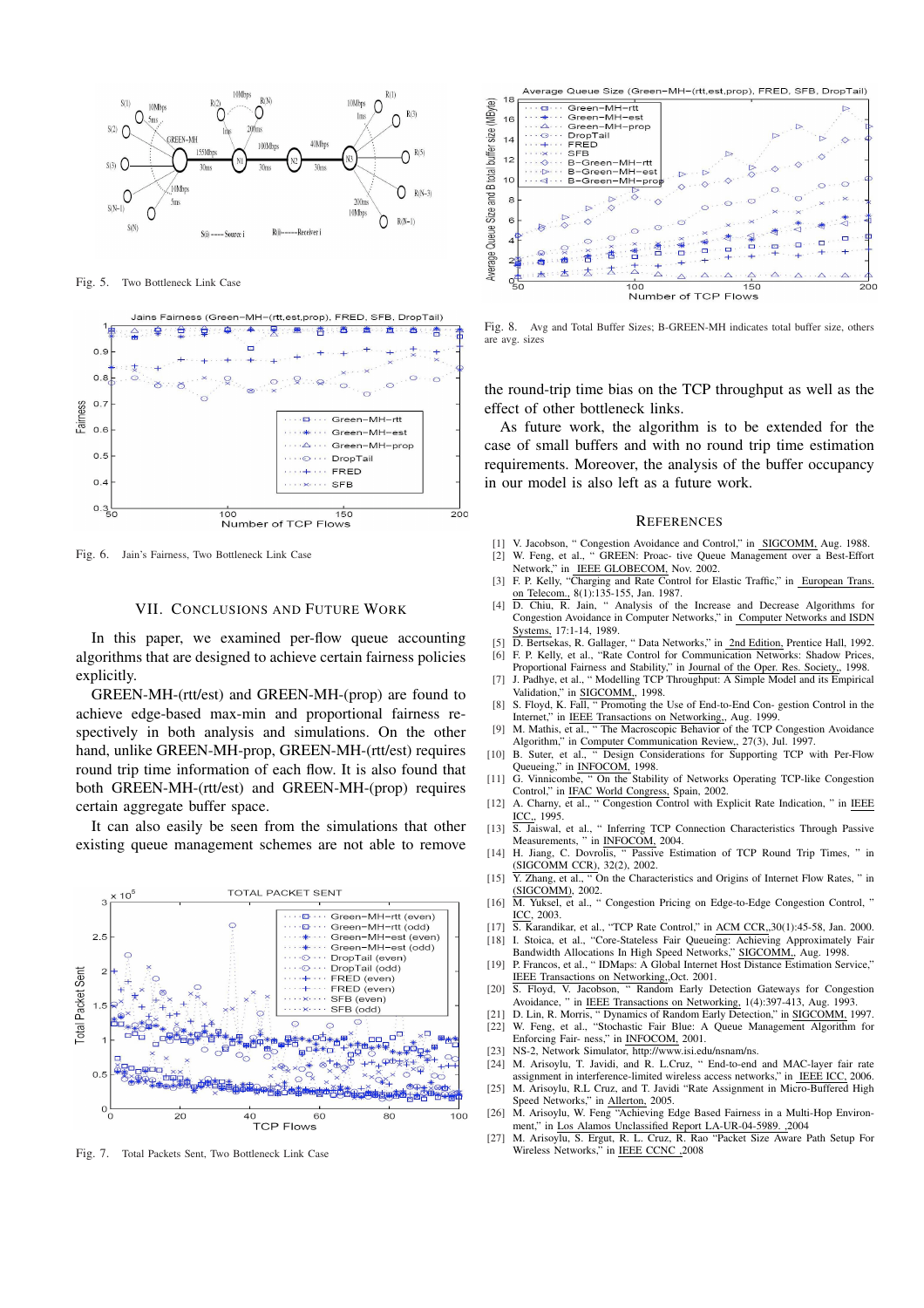S(1) 10Mbps 5ms S(2) S(3) S(N-1) S(N) GREEN-MH 155Mbps 30ms N1 R(2) 10Mbps 1ms 20ms R(N) 100Mbps 30ms N2 40Mbps 30ms N3 10Mbps 1ms R(1) R(3) R(5) R(N-3) 200ms 10Mbps R(N-1) 10Mbps 5ms

S(i) ----Source i R(i)-----Receiver i

Fig. 5. Two Bottleneck Link Case

Jains Fairness (Green−MH−(rtt,est,prop), FRED, SFB, DropTail)

Fairness

Green−MH−rtt
Green−MH−est
Green−MH−prop
DropTail
FRED
SFB

Number of TCP Flows

Fig. 6. Jain's Fairness, Two Bottleneck Link Case

## VII. Conclusions and Future Work

In this paper, we examined per-flow queue accounting algorithms that are designed to achieve certain fairness policies explicitly.

GREEN-MH-(rtt/est) and GREEN-MH-(prop) are found to achieve edge-based max-min and proportional fairness respectively in both analysis and simulations. On the other hand, unlike GREEN-MH-prop, GREEN-MH-(rtt/est) requires round trip time information of each flow. It is also found that both GREEN-MH-(rtt/est) and GREEN-MH-(prop) requires certain aggregate buffer space.

It can also easily be seen from the simulations that other existing queue management schemes are not able to remove the round-trip time bias on the TCP throughput as well as the effect of other bottleneck links.

As future work, the algorithm is to be extended for the case of small buffers and with no round trip time estimation requirements. Moreover, the analysis of the buffer occupancy in our model is also left as a future work.

TOTAL PACKET SENT

Total Packet Sent

$\times 10^5$

Green−MH−rtt (even)
Green−MH−rtt (odd)
Green−MH−est (even)
Green−MH−est (odd)
DropTail (even)
DropTail (odd)
FRED (even)
FRED (even)
SFB (even)
SFB (odd)

TCP Flows

Fig. 7. Total Packets Sent, Two Bottleneck Link Case

Average Queue Size (Green−MH−(rtt,est,prop), FRED, SFB, DropTail)

Average Queue Size and B total buffer size (MByte)

Green−MH−rtt
Green−MH−est
Green−MH−prop
DropTail
FRED
SFB
B−Green−MH−rtt
B−Green−MH−est
B−Green−MH−prop

Number of TCP Flows

Fig. 8. Avg and Total Buffer Sizes; B-GREEN-MH indicates total buffer size, others are avg. sizes

## References

[1] V. Jacobson, " Congestion Avoidance and Control," in SIGCOMM, Aug. 1988.

[2] W. Feng, et al., " GREEN: Proac- tive Queue Management over a Best-Effort Network," in IEEE GLOBECOM, Nov. 2002.

[3] F. P. Kelly, "Charging and Rate Control for Elastic Traffic," in European Trans. on Telecom., 8(1):135-155, Jan. 1987.

[4] D. Chiu, R. Jain, " Analysis of the Increase and Decrease Algorithms for Congestion Avoidance in Computer Networks," in Computer Networks and ISDN Systems, 17:1-14, 1989.

[5] D. Bertsekas, R. Gallager, " Data Networks," in 2nd Edition, Prentice Hall, 1992.

[6] F. P. Kelly, et al., "Rate Control for Communication Networks: Shadow Prices, Proportional Fairness and Stability," in Journal of the Oper. Res. Society,, 1998.

[7] J. Padhye, et al., " Modelling TCP Throughput: A Simple Model and its Empirical Validation," in SIGCOMM,, 1998.

[8] S. Floyd, K. Fall, " Promoting the Use of End-to-End Con- gestion Control in the Internet," in IEEE Transactions on Networking,, Aug. 1999.

[9] M. Mathis, et al., " The Macroscopic Behavior of the TCP Congestion Avoidance Algorithm," in Computer Communication Review,, 27(3), Jul. 1997.

[10] B. Suter, et al., " Design Considerations for Supporting TCP with Per-Flow Queueing," in INFOCOM, 1998.

[11] G. Vinnicombe, " On the Stability of Networks Operating TCP-like Congestion Control," in IFAC World Congress, Spain, 2002.

[12] A. Charny, et al., " Congestion Control with Explicit Rate Indication, " in IEEE ICC,, 1995.

[13] S. Jaiswal, et al., " Inferring TCP Connection Characteristics Through Passive Measurements, " in INFOCOM, 2004.

[14] H. Jiang, C. Dovrolis, " Passive Estimation of TCP Round Trip Times, " in (SIGCOMM CCR), 32(2), 2002.

[15] Y. Zhang, et al., " On the Characteristics and Origins of Internet Flow Rates, " in (SIGCOMM), 2002.

[16] M. Yuksel, et al., " Congestion Pricing on Edge-to-Edge Congestion Control, " ICC, 2003.

[17] S. Karandikar, et al., "TCP Rate Control," in ACM CCR,,30(1):45-58, Jan. 2000.

[18] I. Stoica, et al., "Core-Stateless Fair Queueing: Achieving Approximately Fair Bandwidth Allocations In High Speed Networks," SIGCOMM,, Aug. 1998.

[19] P. Francos, et al., " IDMaps: A Global Internet Host Distance Estimation Service," IEEE Transactions on Networking,,Oct. 2001.

[20] S. Floyd, V. Jacobson, " Random Early Detection Gateways for Congestion Avoidance, " in IEEE Transactions on Networking, 1(4):397-413, Aug. 1993.

[21] D. Lin, R. Morris, " Dynamics of Random Early Detection," in SIGCOMM, 1997.

[22] W. Feng, et al., "Stochastic Fair Blue: A Queue Management Algorithm for Enforcing Fair- ness," in INFOCOM, 2001.

[23] NS-2, Network Simulator, http://www.isi.edu/nsnam/ns.

[24] M. Arisoylu, T. Javidi, and R. L.Cruz, " End-to-end and MAC-layer fair rate assignment in interference-limited wireless access networks," in IEEE ICC, 2006.

[25] M. Arisoylu, R.L Cruz, and T. Javidi "Rate Assignment in Micro-Buffered High Speed Networks," in Allerton, 2005.

[26] M. Arisoylu, W. Feng "Achieving Edge Based Fairness in a Multi-Hop Environment," in Los Alamos Unclassified Report LA-UR-04-5989. ,2004

[27] M. Arisoylu, S. Ergut, R. L. Cruz, R. Rao "Packet Size Aware Path Setup For Wireless Networks," in IEEE CCNC ,2008